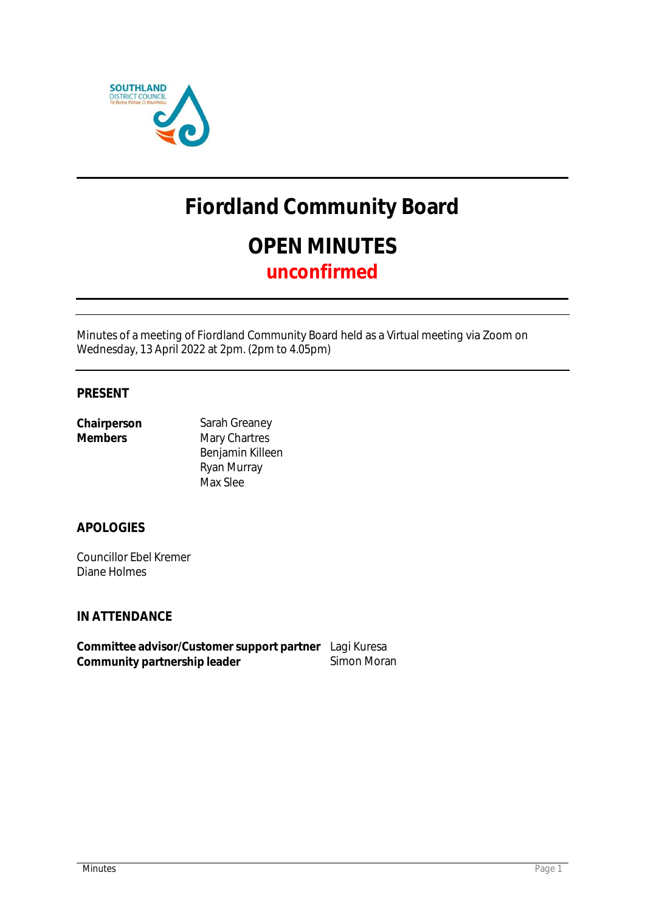# Fiordland Community Board

## OPEN MINUTES

**unconfirmed**

Minutes of a meeting of Fiordland Community Board held as a Virtual meeting via Zoom on Wednesday, 13 April 2022 at 2pm. (2pm to 4.05pm)

## PRESENT

| | |
|---|---|
| **Chairperson** | Sarah Greaney |
| **Members** | Mary Chartres |
| | Benjamin Killeen |
| | Ryan Murray |
| | Max Slee |

## APOLOGIES

Councillor Ebel Kremer
Diane Holmes

## IN ATTENDANCE

| | |
|---|---|
| **Committee advisor/Customer support partner** | Lagi Kuresa |
| **Community partnership leader** | Simon Moran |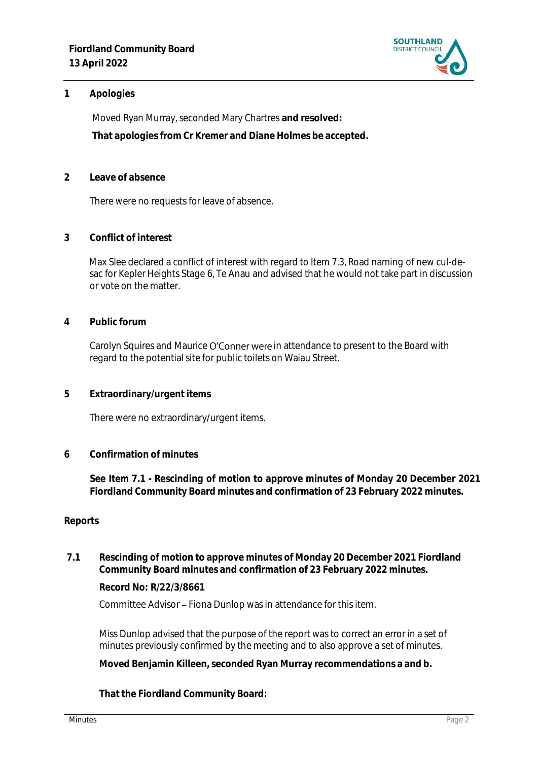## 1 Apologies

Moved Ryan Murray, seconded Mary Chartres **and resolved:**

**That apologies from Cr Kremer and Diane Holmes be accepted.**

## 2 Leave of absence

There were no requests for leave of absence.

## 3 Conflict of interest

Max Slee declared a conflict of interest with regard to Item 7.3, Road naming of new cul-de-sac for Kepler Heights Stage 6, Te Anau and advised that he would not take part in discussion or vote on the matter.

## 4 Public forum

Carolyn Squires and Maurice O'Conner were in attendance to present to the Board with regard to the potential site for public toilets on Waiau Street.

## 5 Extraordinary/urgent items

There were no extraordinary/urgent items.

## 6 Confirmation of minutes

**See Item 7.1 - Rescinding of motion to approve minutes of Monday 20 December 2021 Fiordland Community Board minutes and confirmation of 23 February 2022 minutes.**

## Reports

### 7.1 Rescinding of motion to approve minutes of Monday 20 December 2021 Fiordland Community Board minutes and confirmation of 23 February 2022 minutes.

**Record No: R/22/3/8661**

Committee Advisor – Fiona Dunlop was in attendance for this item.

Miss Dunlop advised that the purpose of the report was to correct an error in a set of minutes previously confirmed by the meeting and to also approve a set of minutes.

**Moved Benjamin Killeen, seconded Ryan Murray recommendations a and b.**

**That the Fiordland Community Board:**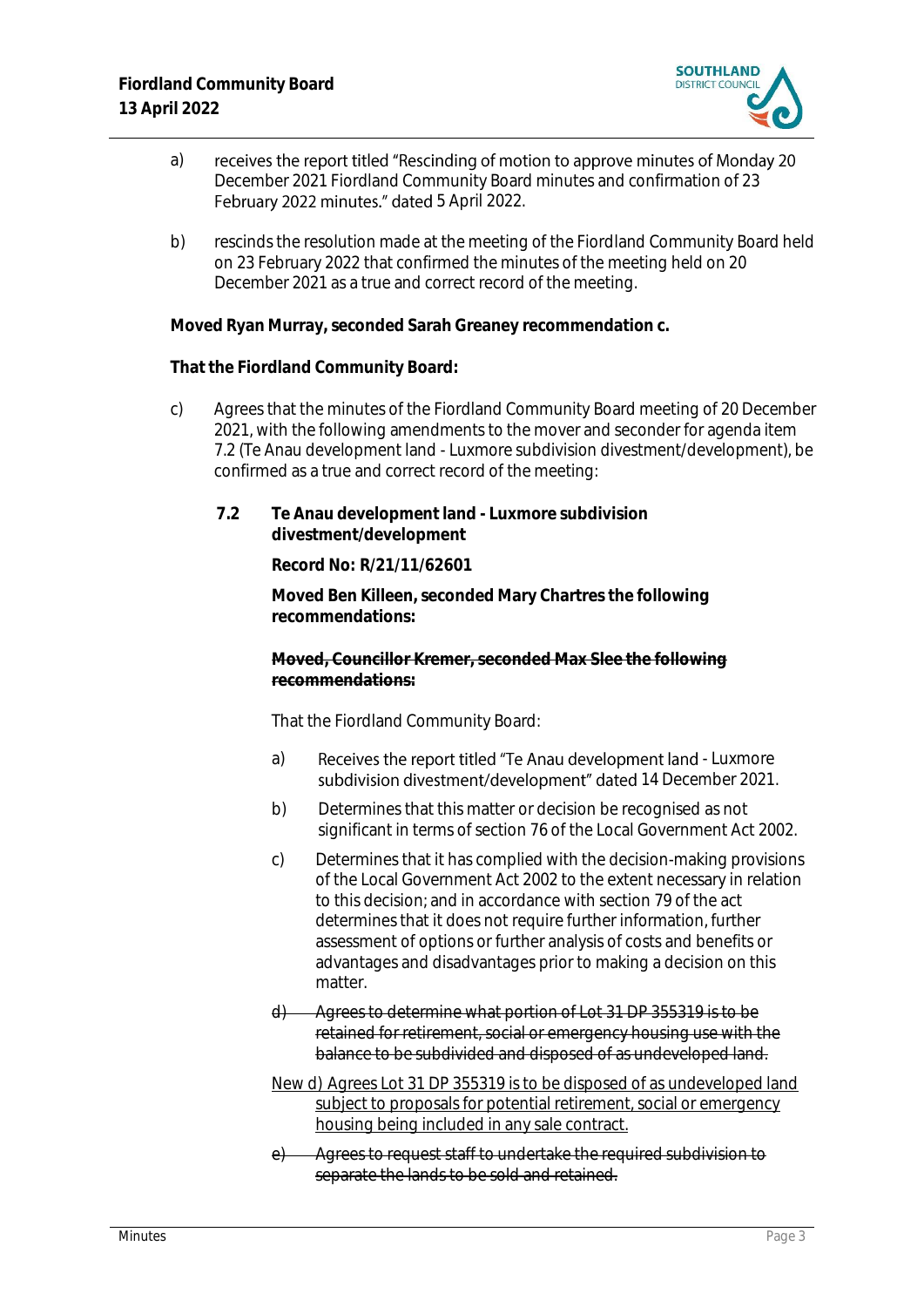a) receives the report titled "Rescinding of motion to approve minutes of Monday 20 December 2021 Fiordland Community Board minutes and confirmation of 23 February 2022 minutes." dated 5 April 2022.

b) rescinds the resolution made at the meeting of the Fiordland Community Board held on 23 February 2022 that confirmed the minutes of the meeting held on 20 December 2021 as a true and correct record of the meeting.

**Moved Ryan Murray, seconded Sarah Greaney recommendation c.**

**That the Fiordland Community Board:**

c) Agrees that the minutes of the Fiordland Community Board meeting of 20 December 2021, with the following amendments to the mover and seconder for agenda item 7.2 (Te Anau development land - Luxmore subdivision divestment/development), be confirmed as a true and correct record of the meeting:

**7.2 Te Anau development land - Luxmore subdivision divestment/development**

**Record No: R/21/11/62601**

**Moved Ben Killeen, seconded Mary Chartres the following recommendations:**

~~**Moved, Councillor Kremer, seconded Max Slee the following recommendations:**~~

That the Fiordland Community Board:

a) Receives the report titled "Te Anau development land - Luxmore subdivision divestment/development" dated 14 December 2021.

b) Determines that this matter or decision be recognised as not significant in terms of section 76 of the Local Government Act 2002.

c) Determines that it has complied with the decision-making provisions of the Local Government Act 2002 to the extent necessary in relation to this decision; and in accordance with section 79 of the act determines that it does not require further information, further assessment of options or further analysis of costs and benefits or advantages and disadvantages prior to making a decision on this matter.

~~d) Agrees to determine what portion of Lot 31 DP 355319 is to be retained for retirement, social or emergency housing use with the balance to be subdivided and disposed of as undeveloped land.~~

<u>New d) Agrees Lot 31 DP 355319 is to be disposed of as undeveloped land subject to proposals for potential retirement, social or emergency housing being included in any sale contract.</u>

~~e) Agrees to request staff to undertake the required subdivision to separate the lands to be sold and retained.~~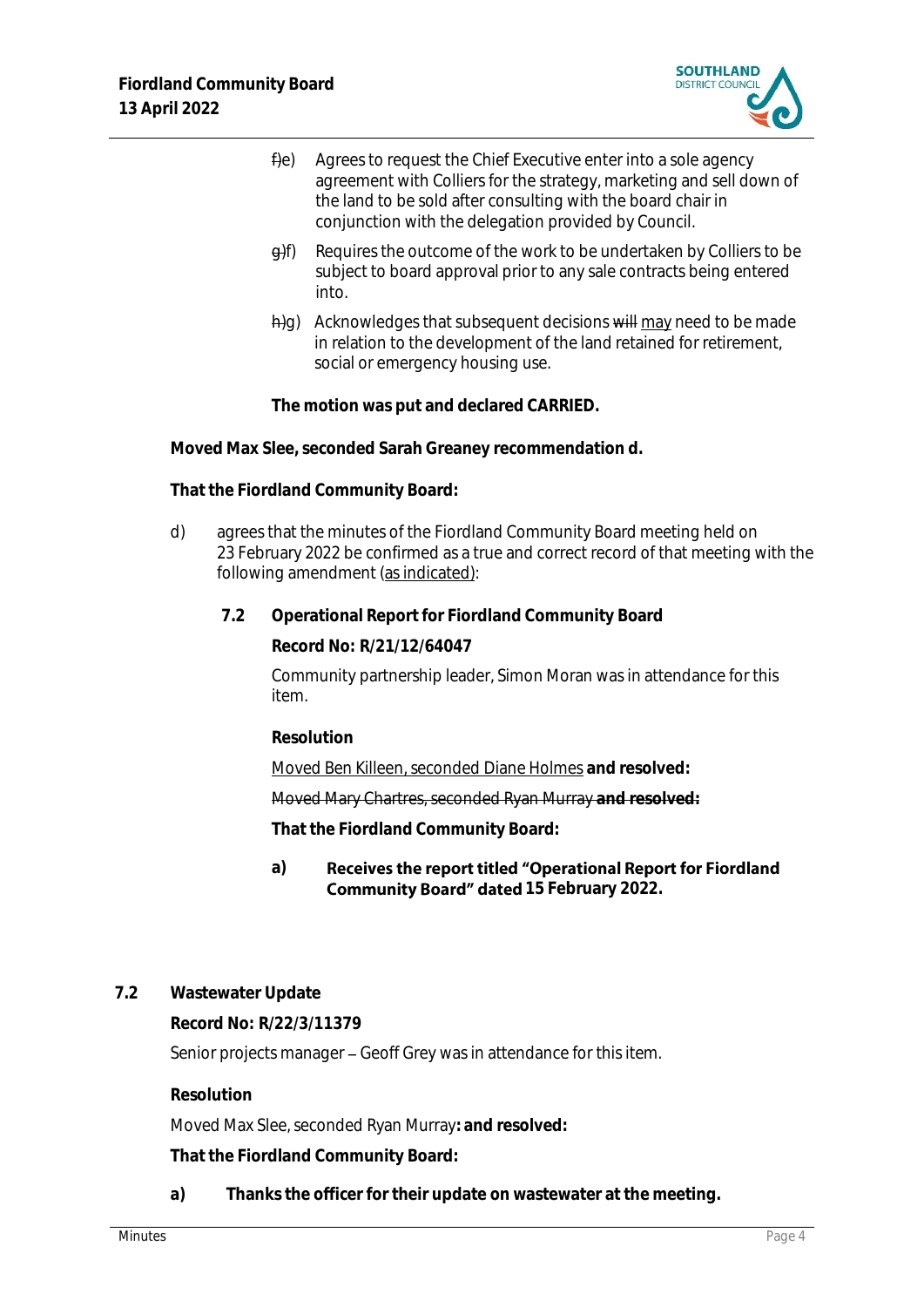~~f)~~e) Agrees to request the Chief Executive enter into a sole agency agreement with Colliers for the strategy, marketing and sell down of the land to be sold after consulting with the board chair in conjunction with the delegation provided by Council.

~~g)~~f) Requires the outcome of the work to be undertaken by Colliers to be subject to board approval prior to any sale contracts being entered into.

~~h)~~g) Acknowledges that subsequent decisions ~~will~~ may need to be made in relation to the development of the land retained for retirement, social or emergency housing use.

**The motion was put and declared CARRIED.**

**Moved Max Slee, seconded Sarah Greaney recommendation d.**

**That the Fiordland Community Board:**

d) agrees that the minutes of the Fiordland Community Board meeting held on 23 February 2022 be confirmed as a true and correct record of that meeting with the following amendment (as indicated):

**7.2 Operational Report for Fiordland Community Board**

**Record No: R/21/12/64047**

Community partnership leader, Simon Moran was in attendance for this item.

**Resolution**

Moved Ben Killeen, seconded Diane Holmes **and resolved:**

~~Moved Mary Chartres, seconded Ryan Murray **and resolved:**~~

**That the Fiordland Community Board:**

**a) Receives the report titled "Operational Report for Fiordland Community Board" dated 15 February 2022.**

## 7.2 Wastewater Update

**Record No: R/22/3/11379**

Senior projects manager – Geoff Grey was in attendance for this item.

**Resolution**

Moved Max Slee, seconded Ryan Murray**: and resolved:**

**That the Fiordland Community Board:**

**a) Thanks the officer for their update on wastewater at the meeting.**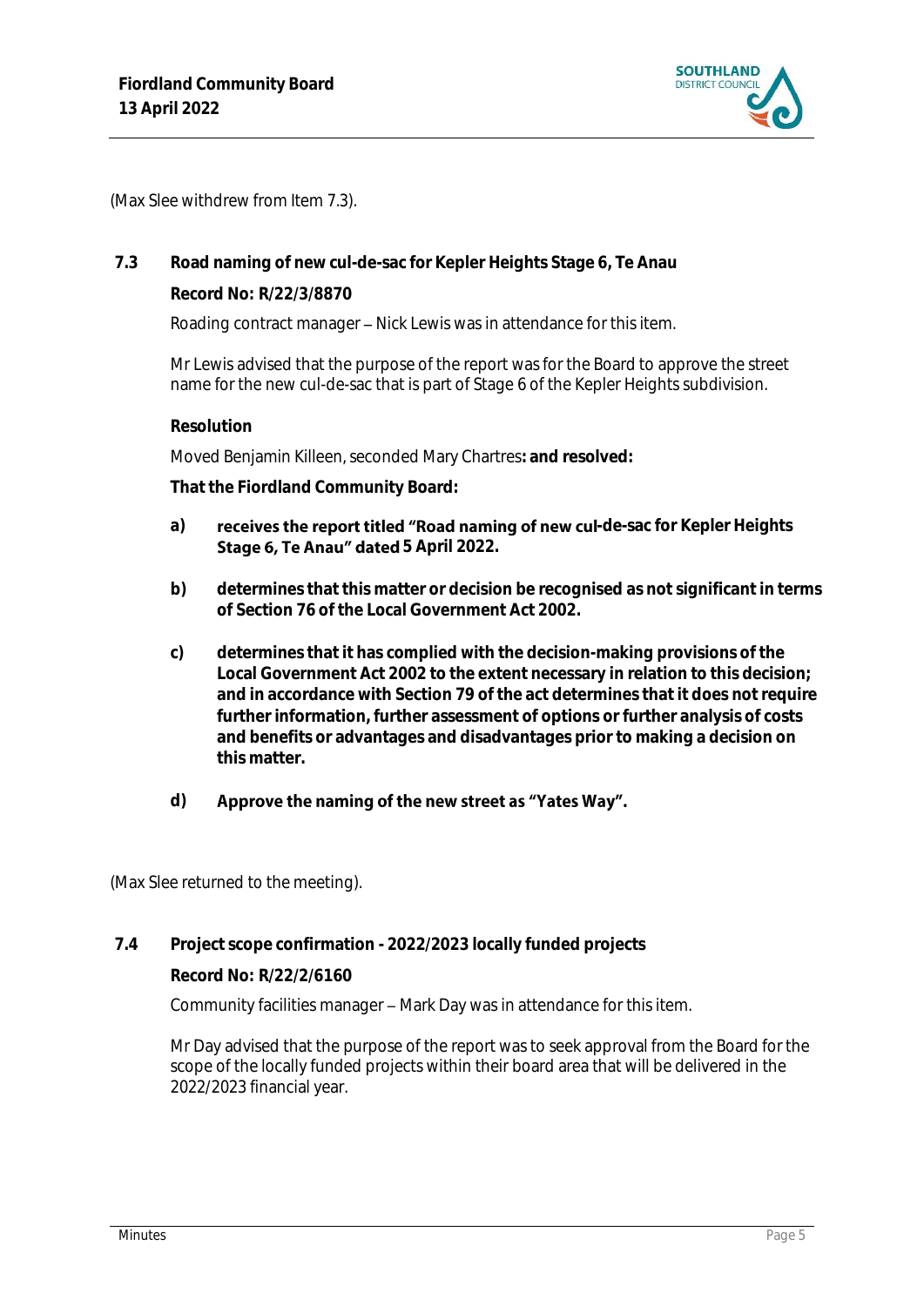(Max Slee withdrew from Item 7.3).

### 7.3 Road naming of new cul-de-sac for Kepler Heights Stage 6, Te Anau

**Record No: R/22/3/8870**

Roading contract manager – Nick Lewis was in attendance for this item.

Mr Lewis advised that the purpose of the report was for the Board to approve the street name for the new cul-de-sac that is part of Stage 6 of the Kepler Heights subdivision.

**Resolution**

Moved Benjamin Killeen, seconded Mary Chartres**: and resolved:**

**That the Fiordland Community Board:**

**a)** **receives the report titled "Road naming of new cul-de-sac for Kepler Heights Stage 6, Te Anau" dated 5 April 2022.**

**b)** **determines that this matter or decision be recognised as not significant in terms of Section 76 of the Local Government Act 2002.**

**c)** **determines that it has complied with the decision-making provisions of the Local Government Act 2002 to the extent necessary in relation to this decision; and in accordance with Section 79 of the act determines that it does not require further information, further assessment of options or further analysis of costs and benefits or advantages and disadvantages prior to making a decision on this matter.**

**d)** **Approve the naming of the new street as "Yates Way".**

(Max Slee returned to the meeting).

### 7.4 Project scope confirmation - 2022/2023 locally funded projects

**Record No: R/22/2/6160**

Community facilities manager – Mark Day was in attendance for this item.

Mr Day advised that the purpose of the report was to seek approval from the Board for the scope of the locally funded projects within their board area that will be delivered in the 2022/2023 financial year.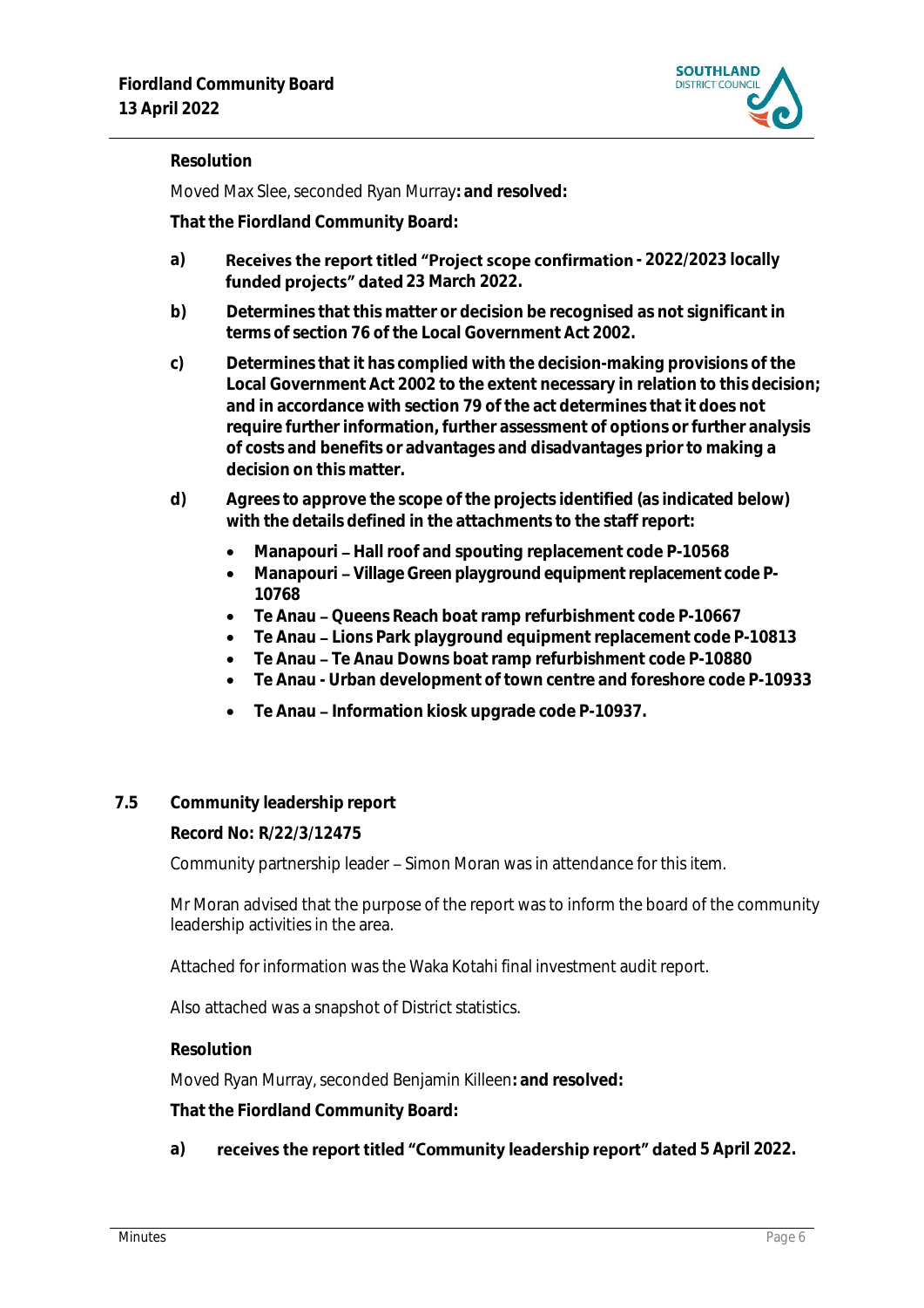**Resolution**

Moved Max Slee, seconded Ryan Murray**: and resolved:**

**That the Fiordland Community Board:**

**a)** **Receives the report titled "Project scope confirmation - 2022/2023 locally funded projects" dated 23 March 2022.**

**b)** **Determines that this matter or decision be recognised as not significant in terms of section 76 of the Local Government Act 2002.**

**c)** **Determines that it has complied with the decision-making provisions of the Local Government Act 2002 to the extent necessary in relation to this decision; and in accordance with section 79 of the act determines that it does not require further information, further assessment of options or further analysis of costs and benefits or advantages and disadvantages prior to making a decision on this matter.**

**d)** **Agrees to approve the scope of the projects identified (as indicated below) with the details defined in the attachments to the staff report:**

- **Manapouri – Hall roof and spouting replacement code P-10568**
- **Manapouri – Village Green playground equipment replacement code P-10768**
- **Te Anau – Queens Reach boat ramp refurbishment code P-10667**
- **Te Anau – Lions Park playground equipment replacement code P-10813**
- **Te Anau – Te Anau Downs boat ramp refurbishment code P-10880**
- **Te Anau - Urban development of town centre and foreshore code P-10933**
- **Te Anau – Information kiosk upgrade code P-10937.**

**7.5 Community leadership report**

**Record No: R/22/3/12475**

Community partnership leader – Simon Moran was in attendance for this item.

Mr Moran advised that the purpose of the report was to inform the board of the community leadership activities in the area.

Attached for information was the Waka Kotahi final investment audit report.

Also attached was a snapshot of District statistics.

**Resolution**

Moved Ryan Murray, seconded Benjamin Killeen**: and resolved:**

**That the Fiordland Community Board:**

**a)** **receives the report titled "Community leadership report" dated 5 April 2022.**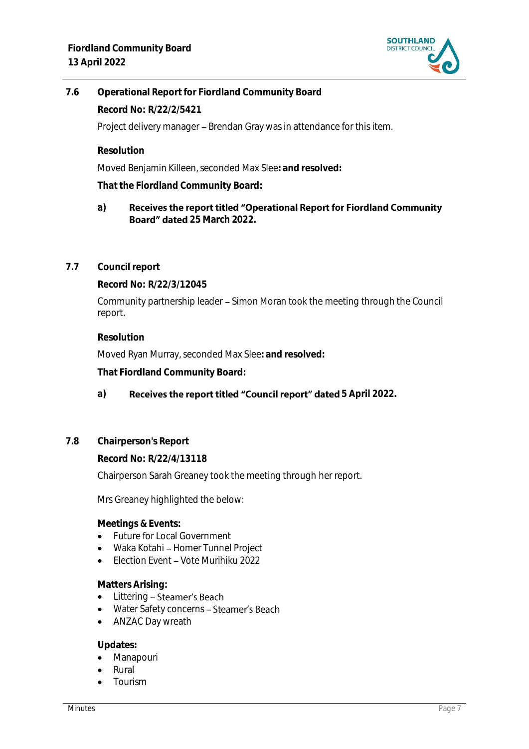## 7.6 Operational Report for Fiordland Community Board

**Record No: R/22/2/5421**

Project delivery manager – Brendan Gray was in attendance for this item.

**Resolution**

Moved Benjamin Killeen, seconded Max Slee**: and resolved:**

**That the Fiordland Community Board:**

**a) Receives the report titled "Operational Report for Fiordland Community Board" dated 25 March 2022.**

## 7.7 Council report

**Record No: R/22/3/12045**

Community partnership leader – Simon Moran took the meeting through the Council report.

**Resolution**

Moved Ryan Murray, seconded Max Slee**: and resolved:**

**That Fiordland Community Board:**

**a) Receives the report titled "Council report" dated 5 April 2022.**

## 7.8 Chairperson's Report

**Record No: R/22/4/13118**

Chairperson Sarah Greaney took the meeting through her report.

Mrs Greaney highlighted the below:

**Meetings & Events:**

- Future for Local Government
- Waka Kotahi – Homer Tunnel Project
- Election Event – Vote Murihiku 2022

**Matters Arising:**

- Littering – Steamer's Beach
- Water Safety concerns – Steamer's Beach
- ANZAC Day wreath

**Updates:**

- Manapouri
- Rural
- Tourism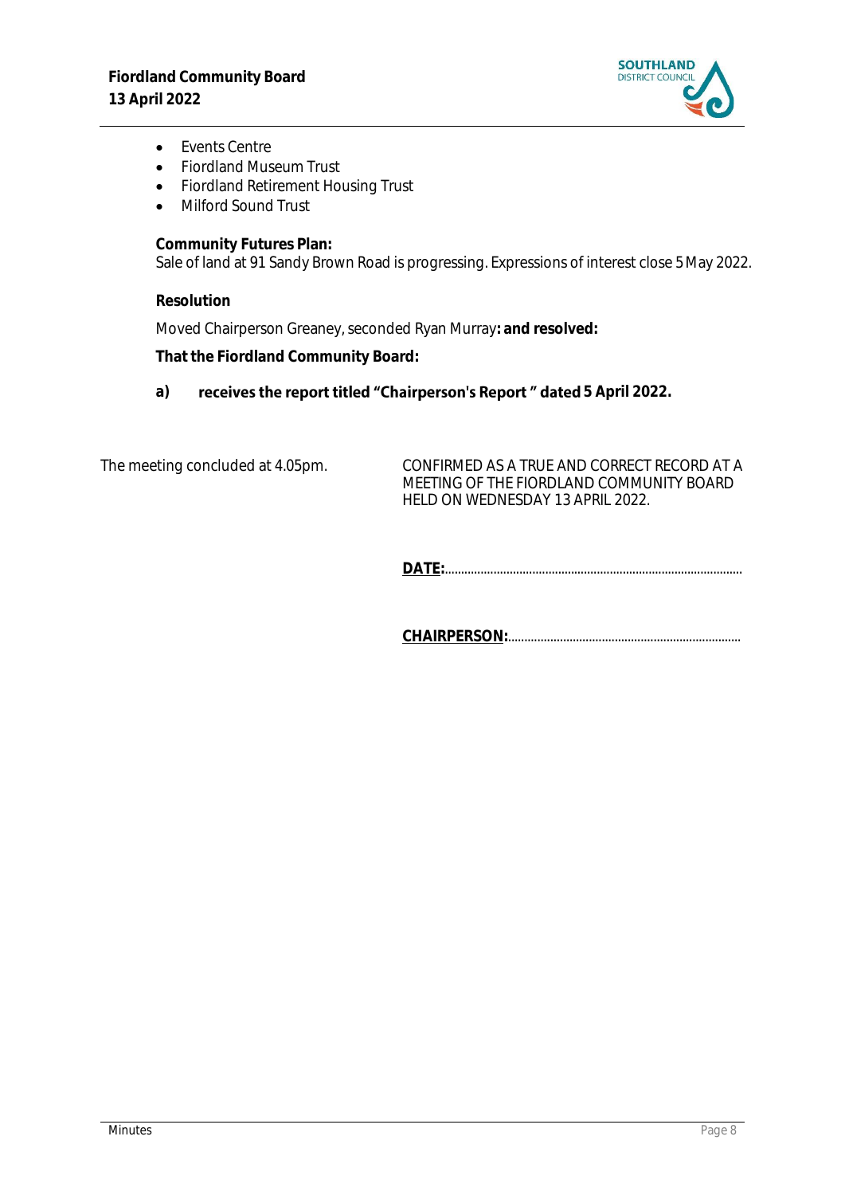- Events Centre
- Fiordland Museum Trust
- Fiordland Retirement Housing Trust
- Milford Sound Trust

**Community Futures Plan:**
Sale of land at 91 Sandy Brown Road is progressing. Expressions of interest close 5 May 2022.

**Resolution**

Moved Chairperson Greaney, seconded Ryan Murray**: and resolved:**

**That the Fiordland Community Board:**

**a) receives the report titled "Chairperson's Report " dated 5 April 2022.**

The meeting concluded at 4.05pm.

CONFIRMED AS A TRUE AND CORRECT RECORD AT A MEETING OF THE FIORDLAND COMMUNITY BOARD HELD ON WEDNESDAY 13 APRIL 2022.

**DATE:**...........................................................................................

**CHAIRPERSON:**.......................................................................